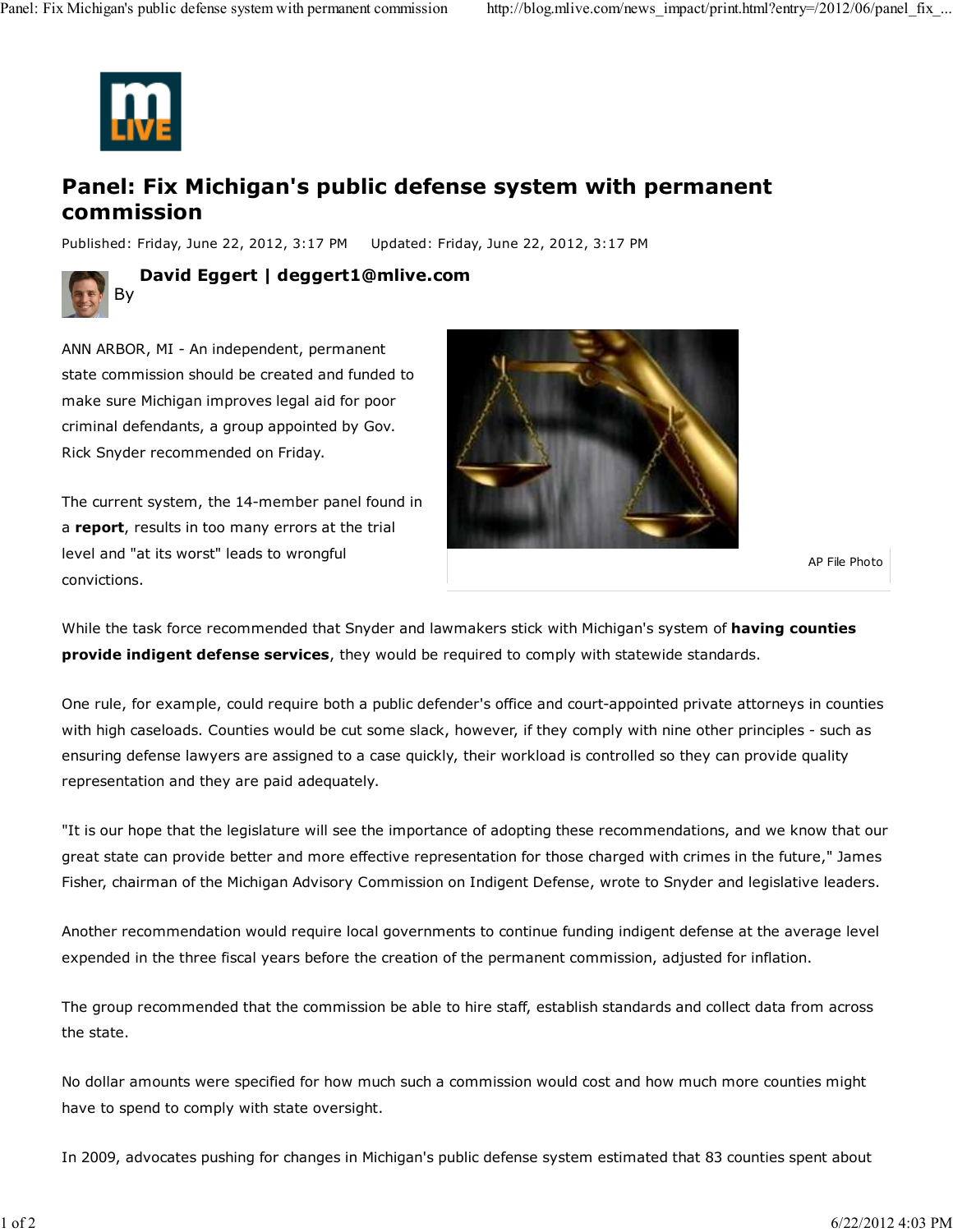# Panel: Fix Michigan's public defense system with permanent commission

Published: Friday, June 22, 2012, 3:17 PM     Updated: Friday, June 22, 2012, 3:17 PM

By **David Eggert | deggert1@mlive.com**

ANN ARBOR, MI - An independent, permanent state commission should be created and funded to make sure Michigan improves legal aid for poor criminal defendants, a group appointed by Gov. Rick Snyder recommended on Friday.

The current system, the 14-member panel found in a **report**, results in too many errors at the trial level and "at its worst" leads to wrongful convictions.

AP File Photo

While the task force recommended that Snyder and lawmakers stick with Michigan's system of **having counties provide indigent defense services**, they would be required to comply with statewide standards.

One rule, for example, could require both a public defender's office and court-appointed private attorneys in counties with high caseloads. Counties would be cut some slack, however, if they comply with nine other principles - such as ensuring defense lawyers are assigned to a case quickly, their workload is controlled so they can provide quality representation and they are paid adequately.

"It is our hope that the legislature will see the importance of adopting these recommendations, and we know that our great state can provide better and more effective representation for those charged with crimes in the future," James Fisher, chairman of the Michigan Advisory Commission on Indigent Defense, wrote to Snyder and legislative leaders.

Another recommendation would require local governments to continue funding indigent defense at the average level expended in the three fiscal years before the creation of the permanent commission, adjusted for inflation.

The group recommended that the commission be able to hire staff, establish standards and collect data from across the state.

No dollar amounts were specified for how much such a commission would cost and how much more counties might have to spend to comply with state oversight.

In 2009, advocates pushing for changes in Michigan's public defense system estimated that 83 counties spent about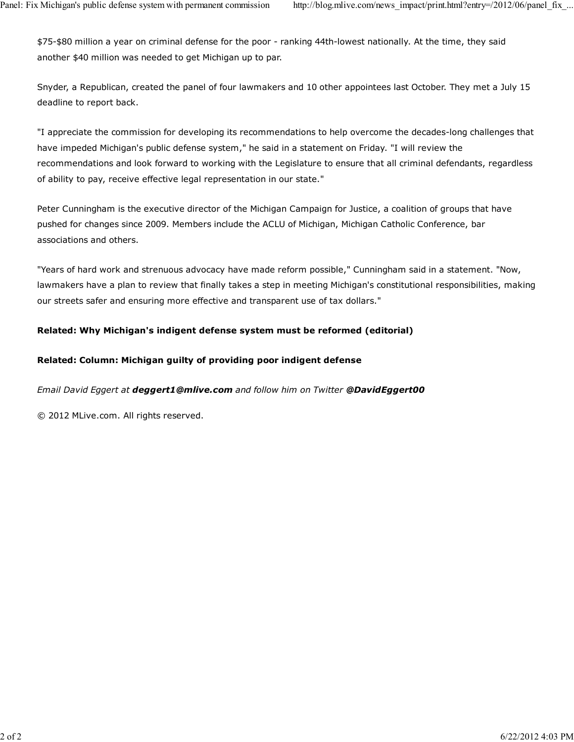$75-$80 million a year on criminal defense for the poor - ranking 44th-lowest nationally. At the time, they said another $40 million was needed to get Michigan up to par.

Snyder, a Republican, created the panel of four lawmakers and 10 other appointees last October. They met a July 15 deadline to report back.

"I appreciate the commission for developing its recommendations to help overcome the decades-long challenges that have impeded Michigan's public defense system," he said in a statement on Friday. "I will review the recommendations and look forward to working with the Legislature to ensure that all criminal defendants, regardless of ability to pay, receive effective legal representation in our state."

Peter Cunningham is the executive director of the Michigan Campaign for Justice, a coalition of groups that have pushed for changes since 2009. Members include the ACLU of Michigan, Michigan Catholic Conference, bar associations and others.

"Years of hard work and strenuous advocacy have made reform possible," Cunningham said in a statement. "Now, lawmakers have a plan to review that finally takes a step in meeting Michigan's constitutional responsibilities, making our streets safer and ensuring more effective and transparent use of tax dollars."

**Related: Why Michigan's indigent defense system must be reformed (editorial)**

**Related: Column: Michigan guilty of providing poor indigent defense**

*Email David Eggert at **deggert1@mlive.com** and follow him on Twitter **@DavidEggert00***

© 2012 MLive.com. All rights reserved.